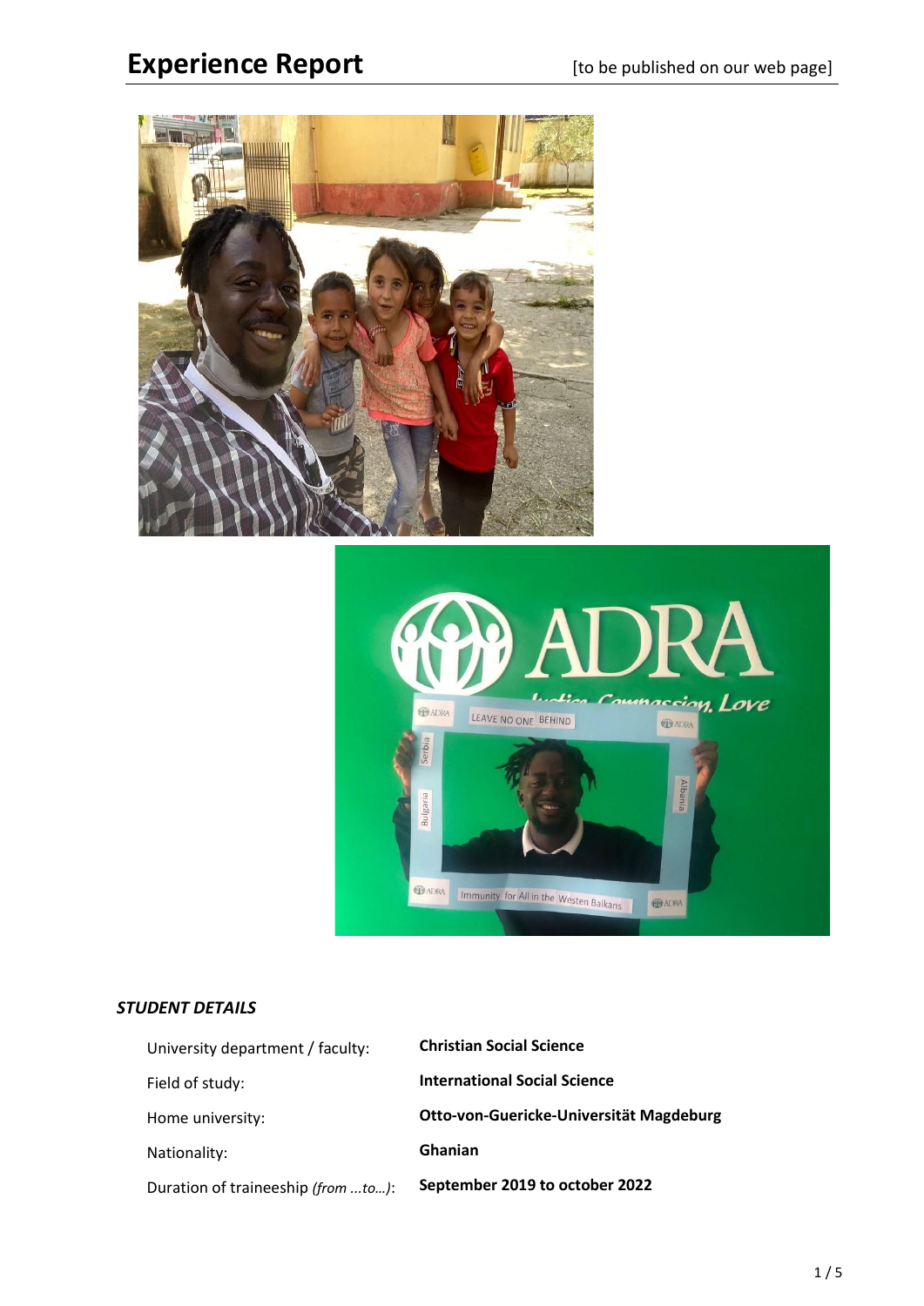# Experience Report

[to be published on our web page]

***STUDENT DETAILS***

| | |
|---|---|
| University department / faculty: | **Christian Social Science** |
| Field of study: | **International Social Science** |
| Home university: | **Otto-von-Guericke-Universität Magdeburg** |
| Nationality: | **Ghanian** |
| Duration of traineeship *(from …to…)*: | **September 2019 to october 2022** |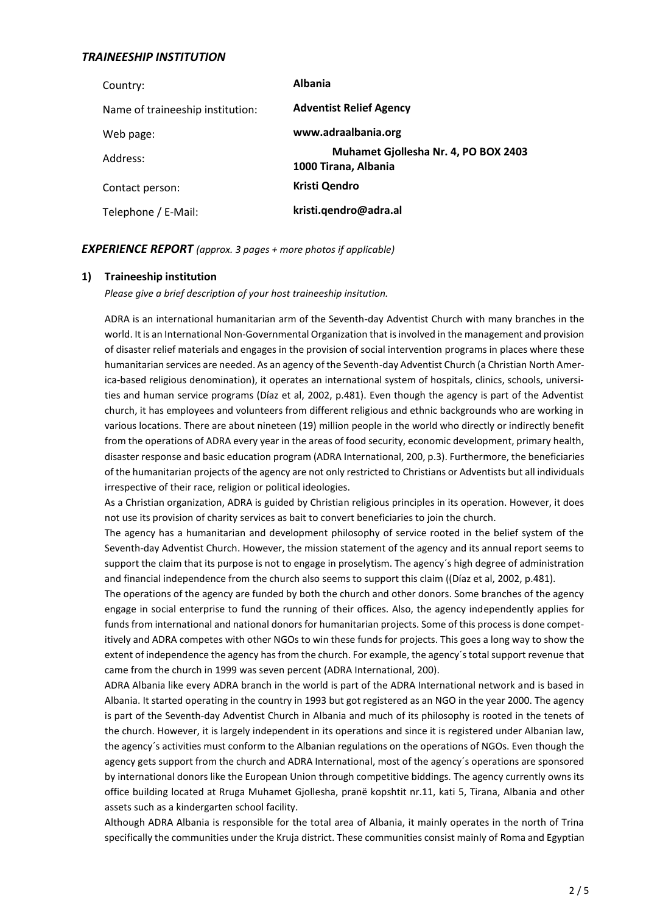## *TRAINEESHIP INSTITUTION*

| Country: | **Albania** |
|---|---|
| Name of traineeship institution: | **Adventist Relief Agency** |
| Web page: | **www.adraalbania.org** |
| Address: | **Muhamet Gjollesha Nr. 4, PO BOX 2403 1000 Tirana, Albania** |
| Contact person: | **Kristi Qendro** |
| Telephone / E-Mail: | **kristi.qendro@adra.al** |

## *EXPERIENCE REPORT* *(approx. 3 pages + more photos if applicable)*

### 1) Traineeship institution

*Please give a brief description of your host traineeship insitution.*

ADRA is an international humanitarian arm of the Seventh-day Adventist Church with many branches in the world. It is an International Non-Governmental Organization that is involved in the management and provision of disaster relief materials and engages in the provision of social intervention programs in places where these humanitarian services are needed. As an agency of the Seventh-day Adventist Church (a Christian North America-based religious denomination), it operates an international system of hospitals, clinics, schools, universities and human service programs (Díaz et al, 2002, p.481). Even though the agency is part of the Adventist church, it has employees and volunteers from different religious and ethnic backgrounds who are working in various locations. There are about nineteen (19) million people in the world who directly or indirectly benefit from the operations of ADRA every year in the areas of food security, economic development, primary health, disaster response and basic education program (ADRA International, 200, p.3). Furthermore, the beneficiaries of the humanitarian projects of the agency are not only restricted to Christians or Adventists but all individuals irrespective of their race, religion or political ideologies.

As a Christian organization, ADRA is guided by Christian religious principles in its operation. However, it does not use its provision of charity services as bait to convert beneficiaries to join the church.

The agency has a humanitarian and development philosophy of service rooted in the belief system of the Seventh-day Adventist Church. However, the mission statement of the agency and its annual report seems to support the claim that its purpose is not to engage in proselytism. The agency´s high degree of administration and financial independence from the church also seems to support this claim ((Díaz et al, 2002, p.481).

The operations of the agency are funded by both the church and other donors. Some branches of the agency engage in social enterprise to fund the running of their offices. Also, the agency independently applies for funds from international and national donors for humanitarian projects. Some of this process is done competitively and ADRA competes with other NGOs to win these funds for projects. This goes a long way to show the extent of independence the agency has from the church. For example, the agency´s total support revenue that came from the church in 1999 was seven percent (ADRA International, 200).

ADRA Albania like every ADRA branch in the world is part of the ADRA International network and is based in Albania. It started operating in the country in 1993 but got registered as an NGO in the year 2000. The agency is part of the Seventh-day Adventist Church in Albania and much of its philosophy is rooted in the tenets of the church. However, it is largely independent in its operations and since it is registered under Albanian law, the agency´s activities must conform to the Albanian regulations on the operations of NGOs. Even though the agency gets support from the church and ADRA International, most of the agency´s operations are sponsored by international donors like the European Union through competitive biddings. The agency currently owns its office building located at Rruga Muhamet Gjollesha, pranë kopshtit nr.11, kati 5, Tirana, Albania and other assets such as a kindergarten school facility.

Although ADRA Albania is responsible for the total area of Albania, it mainly operates in the north of Trina specifically the communities under the Kruja district. These communities consist mainly of Roma and Egyptian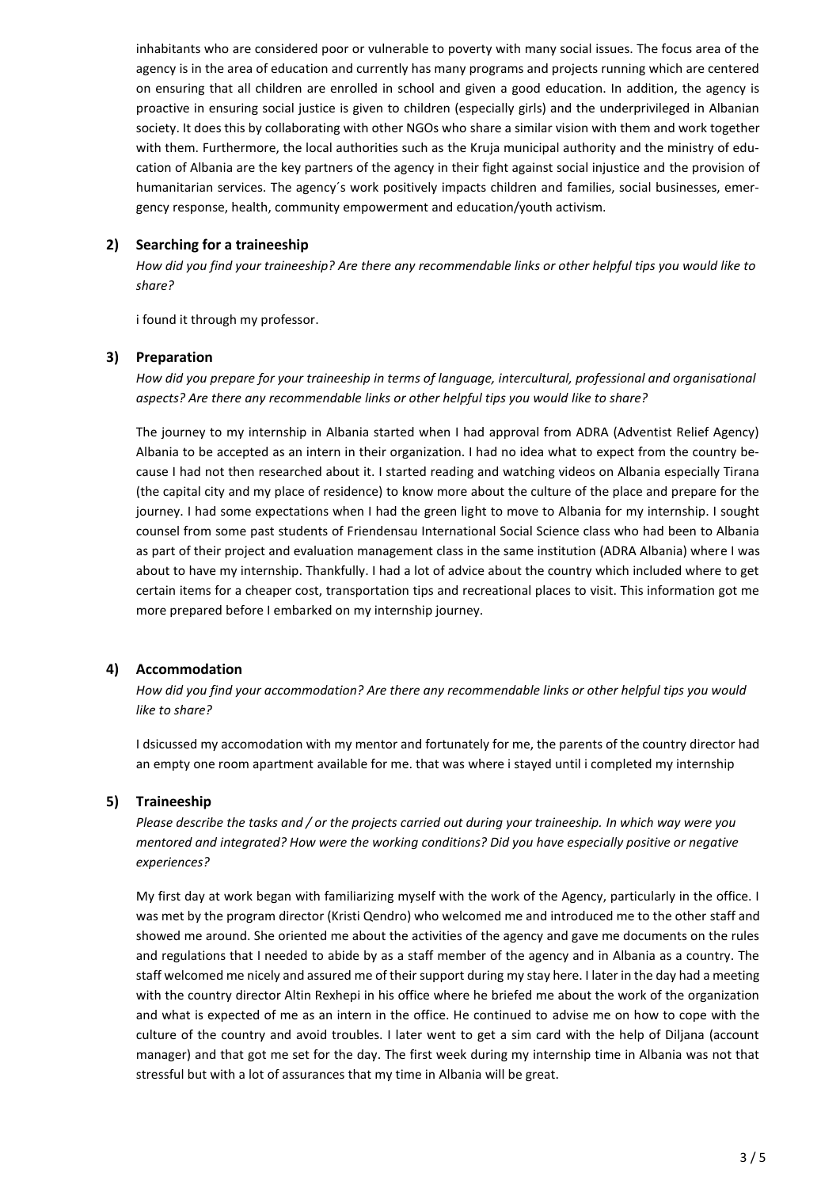inhabitants who are considered poor or vulnerable to poverty with many social issues. The focus area of the agency is in the area of education and currently has many programs and projects running which are centered on ensuring that all children are enrolled in school and given a good education. In addition, the agency is proactive in ensuring social justice is given to children (especially girls) and the underprivileged in Albanian society. It does this by collaborating with other NGOs who share a similar vision with them and work together with them. Furthermore, the local authorities such as the Kruja municipal authority and the ministry of education of Albania are the key partners of the agency in their fight against social injustice and the provision of humanitarian services. The agency´s work positively impacts children and families, social businesses, emergency response, health, community empowerment and education/youth activism.

### 2) Searching for a traineeship

*How did you find your traineeship? Are there any recommendable links or other helpful tips you would like to share?*

i found it through my professor.

### 3) Preparation

*How did you prepare for your traineeship in terms of language, intercultural, professional and organisational aspects? Are there any recommendable links or other helpful tips you would like to share?*

The journey to my internship in Albania started when I had approval from ADRA (Adventist Relief Agency) Albania to be accepted as an intern in their organization. I had no idea what to expect from the country because I had not then researched about it. I started reading and watching videos on Albania especially Tirana (the capital city and my place of residence) to know more about the culture of the place and prepare for the journey. I had some expectations when I had the green light to move to Albania for my internship. I sought counsel from some past students of Friendensau International Social Science class who had been to Albania as part of their project and evaluation management class in the same institution (ADRA Albania) where I was about to have my internship. Thankfully. I had a lot of advice about the country which included where to get certain items for a cheaper cost, transportation tips and recreational places to visit. This information got me more prepared before I embarked on my internship journey.

### 4) Accommodation

*How did you find your accommodation? Are there any recommendable links or other helpful tips you would like to share?*

I dsicussed my accomodation with my mentor and fortunately for me, the parents of the country director had an empty one room apartment available for me. that was where i stayed until i completed my internship

### 5) Traineeship

*Please describe the tasks and / or the projects carried out during your traineeship. In which way were you mentored and integrated? How were the working conditions? Did you have especially positive or negative experiences?*

My first day at work began with familiarizing myself with the work of the Agency, particularly in the office. I was met by the program director (Kristi Qendro) who welcomed me and introduced me to the other staff and showed me around. She oriented me about the activities of the agency and gave me documents on the rules and regulations that I needed to abide by as a staff member of the agency and in Albania as a country. The staff welcomed me nicely and assured me of their support during my stay here. I later in the day had a meeting with the country director Altin Rexhepi in his office where he briefed me about the work of the organization and what is expected of me as an intern in the office. He continued to advise me on how to cope with the culture of the country and avoid troubles. I later went to get a sim card with the help of Diljana (account manager) and that got me set for the day. The first week during my internship time in Albania was not that stressful but with a lot of assurances that my time in Albania will be great.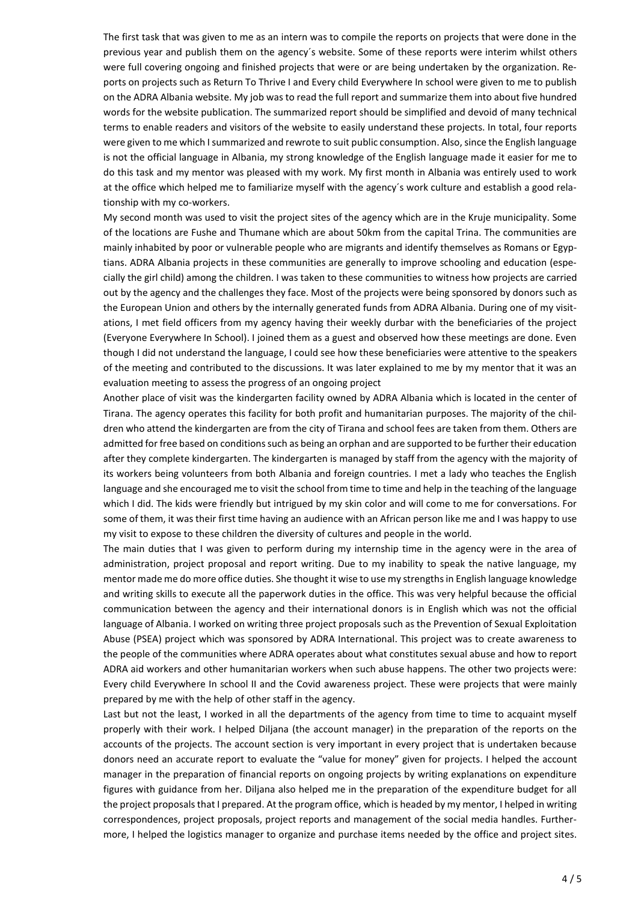The first task that was given to me as an intern was to compile the reports on projects that were done in the previous year and publish them on the agency´s website. Some of these reports were interim whilst others were full covering ongoing and finished projects that were or are being undertaken by the organization. Reports on projects such as Return To Thrive I and Every child Everywhere In school were given to me to publish on the ADRA Albania website. My job was to read the full report and summarize them into about five hundred words for the website publication. The summarized report should be simplified and devoid of many technical terms to enable readers and visitors of the website to easily understand these projects. In total, four reports were given to me which I summarized and rewrote to suit public consumption. Also, since the English language is not the official language in Albania, my strong knowledge of the English language made it easier for me to do this task and my mentor was pleased with my work. My first month in Albania was entirely used to work at the office which helped me to familiarize myself with the agency´s work culture and establish a good relationship with my co-workers.

My second month was used to visit the project sites of the agency which are in the Kruje municipality. Some of the locations are Fushe and Thumane which are about 50km from the capital Trina. The communities are mainly inhabited by poor or vulnerable people who are migrants and identify themselves as Romans or Egyptians. ADRA Albania projects in these communities are generally to improve schooling and education (especially the girl child) among the children. I was taken to these communities to witness how projects are carried out by the agency and the challenges they face. Most of the projects were being sponsored by donors such as the European Union and others by the internally generated funds from ADRA Albania. During one of my visitations, I met field officers from my agency having their weekly durbar with the beneficiaries of the project (Everyone Everywhere In School). I joined them as a guest and observed how these meetings are done. Even though I did not understand the language, I could see how these beneficiaries were attentive to the speakers of the meeting and contributed to the discussions. It was later explained to me by my mentor that it was an evaluation meeting to assess the progress of an ongoing project

Another place of visit was the kindergarten facility owned by ADRA Albania which is located in the center of Tirana. The agency operates this facility for both profit and humanitarian purposes. The majority of the children who attend the kindergarten are from the city of Tirana and school fees are taken from them. Others are admitted for free based on conditions such as being an orphan and are supported to be further their education after they complete kindergarten. The kindergarten is managed by staff from the agency with the majority of its workers being volunteers from both Albania and foreign countries. I met a lady who teaches the English language and she encouraged me to visit the school from time to time and help in the teaching of the language which I did. The kids were friendly but intrigued by my skin color and will come to me for conversations. For some of them, it was their first time having an audience with an African person like me and I was happy to use my visit to expose to these children the diversity of cultures and people in the world.

The main duties that I was given to perform during my internship time in the agency were in the area of administration, project proposal and report writing. Due to my inability to speak the native language, my mentor made me do more office duties. She thought it wise to use my strengths in English language knowledge and writing skills to execute all the paperwork duties in the office. This was very helpful because the official communication between the agency and their international donors is in English which was not the official language of Albania. I worked on writing three project proposals such as the Prevention of Sexual Exploitation Abuse (PSEA) project which was sponsored by ADRA International. This project was to create awareness to the people of the communities where ADRA operates about what constitutes sexual abuse and how to report ADRA aid workers and other humanitarian workers when such abuse happens. The other two projects were: Every child Everywhere In school II and the Covid awareness project. These were projects that were mainly prepared by me with the help of other staff in the agency.

Last but not the least, I worked in all the departments of the agency from time to time to acquaint myself properly with their work. I helped Diljana (the account manager) in the preparation of the reports on the accounts of the projects. The account section is very important in every project that is undertaken because donors need an accurate report to evaluate the "value for money" given for projects. I helped the account manager in the preparation of financial reports on ongoing projects by writing explanations on expenditure figures with guidance from her. Diljana also helped me in the preparation of the expenditure budget for all the project proposals that I prepared. At the program office, which is headed by my mentor, I helped in writing correspondences, project proposals, project reports and management of the social media handles. Furthermore, I helped the logistics manager to organize and purchase items needed by the office and project sites.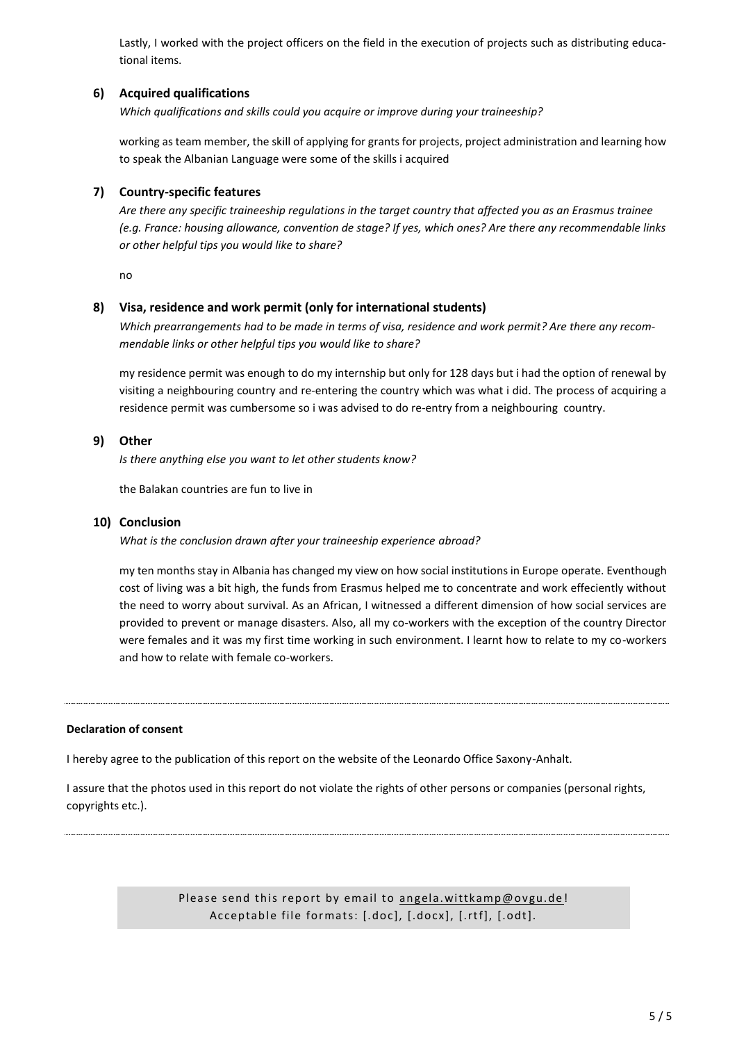Lastly, I worked with the project officers on the field in the execution of projects such as distributing educational items.

### 6) Acquired qualifications

*Which qualifications and skills could you acquire or improve during your traineeship?*

working as team member, the skill of applying for grants for projects, project administration and learning how to speak the Albanian Language were some of the skills i acquired

### 7) Country-specific features

*Are there any specific traineeship regulations in the target country that affected you as an Erasmus trainee (e.g. France: housing allowance, convention de stage? If yes, which ones? Are there any recommendable links or other helpful tips you would like to share?*

no

### 8) Visa, residence and work permit (only for international students)

*Which prearrangements had to be made in terms of visa, residence and work permit? Are there any recommendable links or other helpful tips you would like to share?*

my residence permit was enough to do my internship but only for 128 days but i had the option of renewal by visiting a neighbouring country and re-entering the country which was what i did. The process of acquiring a residence permit was cumbersome so i was advised to do re-entry from a neighbouring country.

### 9) Other

*Is there anything else you want to let other students know?*

the Balakan countries are fun to live in

### 10) Conclusion

*What is the conclusion drawn after your traineeship experience abroad?*

my ten months stay in Albania has changed my view on how social institutions in Europe operate. Eventhough cost of living was a bit high, the funds from Erasmus helped me to concentrate and work effeciently without the need to worry about survival. As an African, I witnessed a different dimension of how social services are provided to prevent or manage disasters. Also, all my co-workers with the exception of the country Director were females and it was my first time working in such environment. I learnt how to relate to my co-workers and how to relate with female co-workers.

---

**Declaration of consent**

I hereby agree to the publication of this report on the website of the Leonardo Office Saxony-Anhalt.

I assure that the photos used in this report do not violate the rights of other persons or companies (personal rights, copyrights etc.).

---

Please send this report by email to angela.wittkamp@ovgu.de!
Acceptable file formats: [.doc], [.docx], [.rtf], [.odt].